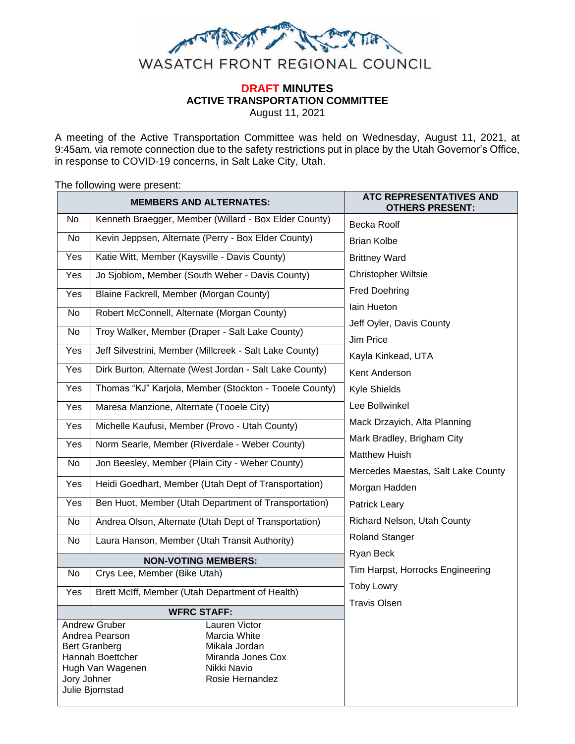# WASATCH FRONT REGIONAL COUNCIL

**DRAFT MINUTES**
**ACTIVE TRANSPORTATION COMMITTEE**
August 11, 2021

A meeting of the Active Transportation Committee was held on Wednesday, August 11, 2021, at 9:45am, via remote connection due to the safety restrictions put in place by the Utah Governor's Office, in response to COVID-19 concerns, in Salt Lake City, Utah.

The following were present:

| MEMBERS AND ALTERNATES: | |
|---|---|
| No | Kenneth Braegger, Member (Willard - Box Elder County) |
| No | Kevin Jeppsen, Alternate (Perry - Box Elder County) |
| Yes | Katie Witt, Member (Kaysville - Davis County) |
| Yes | Jo Sjoblom, Member (South Weber - Davis County) |
| Yes | Blaine Fackrell, Member (Morgan County) |
| No | Robert McConnell, Alternate (Morgan County) |
| No | Troy Walker, Member (Draper - Salt Lake County) |
| Yes | Jeff Silvestrini, Member (Millcreek - Salt Lake County) |
| Yes | Dirk Burton, Alternate (West Jordan - Salt Lake County) |
| Yes | Thomas "KJ" Karjola, Member (Stockton - Tooele County) |
| Yes | Maresa Manzione, Alternate (Tooele City) |
| Yes | Michelle Kaufusi, Member (Provo - Utah County) |
| Yes | Norm Searle, Member (Riverdale - Weber County) |
| No | Jon Beesley, Member (Plain City - Weber County) |
| Yes | Heidi Goedhart, Member (Utah Dept of Transportation) |
| Yes | Ben Huot, Member (Utah Department of Transportation) |
| No | Andrea Olson, Alternate (Utah Dept of Transportation) |
| No | Laura Hanson, Member (Utah Transit Authority) |
| **NON-VOTING MEMBERS:** | |
| No | Crys Lee, Member (Bike Utah) |
| Yes | Brett McIff, Member (Utah Department of Health) |

**WFRC STAFF:**

| | |
|---|---|
| Andrew Gruber | Lauren Victor |
| Andrea Pearson | Marcia White |
| Bert Granberg | Mikala Jordan |
| Hannah Boettcher | Miranda Jones Cox |
| Hugh Van Wagenen | Nikki Navio |
| Jory Johner | Rosie Hernandez |
| Julie Bjornstad | |

**ATC REPRESENTATIVES AND OTHERS PRESENT:**

- Becka Roolf
- Brian Kolbe
- Brittney Ward
- Christopher Wiltsie
- Fred Doehring
- Iain Hueton
- Jeff Oyler, Davis County
- Jim Price
- Kayla Kinkead, UTA
- Kent Anderson
- Kyle Shields
- Lee Bollwinkel
- Mack Drzayich, Alta Planning
- Mark Bradley, Brigham City
- Matthew Huish
- Mercedes Maestas, Salt Lake County
- Morgan Hadden
- Patrick Leary
- Richard Nelson, Utah County
- Roland Stanger
- Ryan Beck
- Tim Harpst, Horrocks Engineering
- Toby Lowry
- Travis Olsen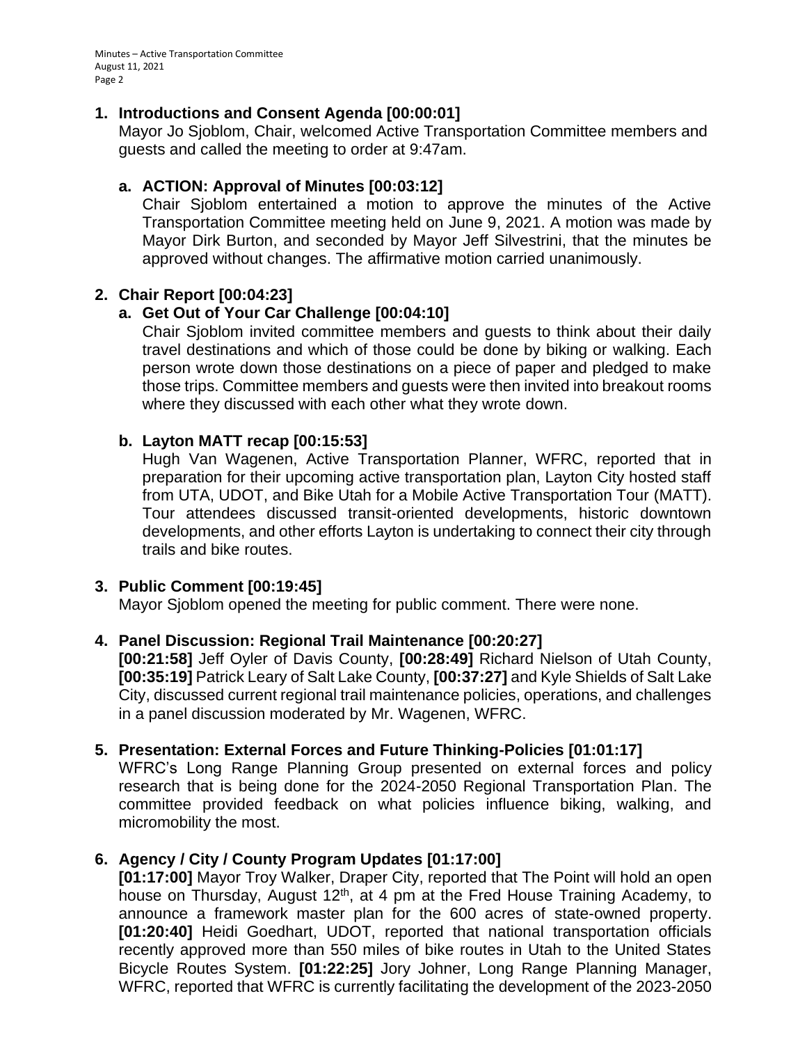## 1. Introductions and Consent Agenda [00:00:01]

Mayor Jo Sjoblom, Chair, welcomed Active Transportation Committee members and guests and called the meeting to order at 9:47am.

### a. ACTION: Approval of Minutes [00:03:12]

Chair Sjoblom entertained a motion to approve the minutes of the Active Transportation Committee meeting held on June 9, 2021. A motion was made by Mayor Dirk Burton, and seconded by Mayor Jeff Silvestrini, that the minutes be approved without changes. The affirmative motion carried unanimously.

## 2. Chair Report [00:04:23]

### a. Get Out of Your Car Challenge [00:04:10]

Chair Sjoblom invited committee members and guests to think about their daily travel destinations and which of those could be done by biking or walking. Each person wrote down those destinations on a piece of paper and pledged to make those trips. Committee members and guests were then invited into breakout rooms where they discussed with each other what they wrote down.

### b. Layton MATT recap [00:15:53]

Hugh Van Wagenen, Active Transportation Planner, WFRC, reported that in preparation for their upcoming active transportation plan, Layton City hosted staff from UTA, UDOT, and Bike Utah for a Mobile Active Transportation Tour (MATT). Tour attendees discussed transit-oriented developments, historic downtown developments, and other efforts Layton is undertaking to connect their city through trails and bike routes.

## 3. Public Comment [00:19:45]

Mayor Sjoblom opened the meeting for public comment. There were none.

## 4. Panel Discussion: Regional Trail Maintenance [00:20:27]

**[00:21:58]** Jeff Oyler of Davis County, **[00:28:49]** Richard Nielson of Utah County, **[00:35:19]** Patrick Leary of Salt Lake County, **[00:37:27]** and Kyle Shields of Salt Lake City, discussed current regional trail maintenance policies, operations, and challenges in a panel discussion moderated by Mr. Wagenen, WFRC.

## 5. Presentation: External Forces and Future Thinking-Policies [01:01:17]

WFRC's Long Range Planning Group presented on external forces and policy research that is being done for the 2024-2050 Regional Transportation Plan. The committee provided feedback on what policies influence biking, walking, and micromobility the most.

## 6. Agency / City / County Program Updates [01:17:00]

**[01:17:00]** Mayor Troy Walker, Draper City, reported that The Point will hold an open house on Thursday, August 12th, at 4 pm at the Fred House Training Academy, to announce a framework master plan for the 600 acres of state-owned property. **[01:20:40]** Heidi Goedhart, UDOT, reported that national transportation officials recently approved more than 550 miles of bike routes in Utah to the United States Bicycle Routes System. **[01:22:25]** Jory Johner, Long Range Planning Manager, WFRC, reported that WFRC is currently facilitating the development of the 2023-2050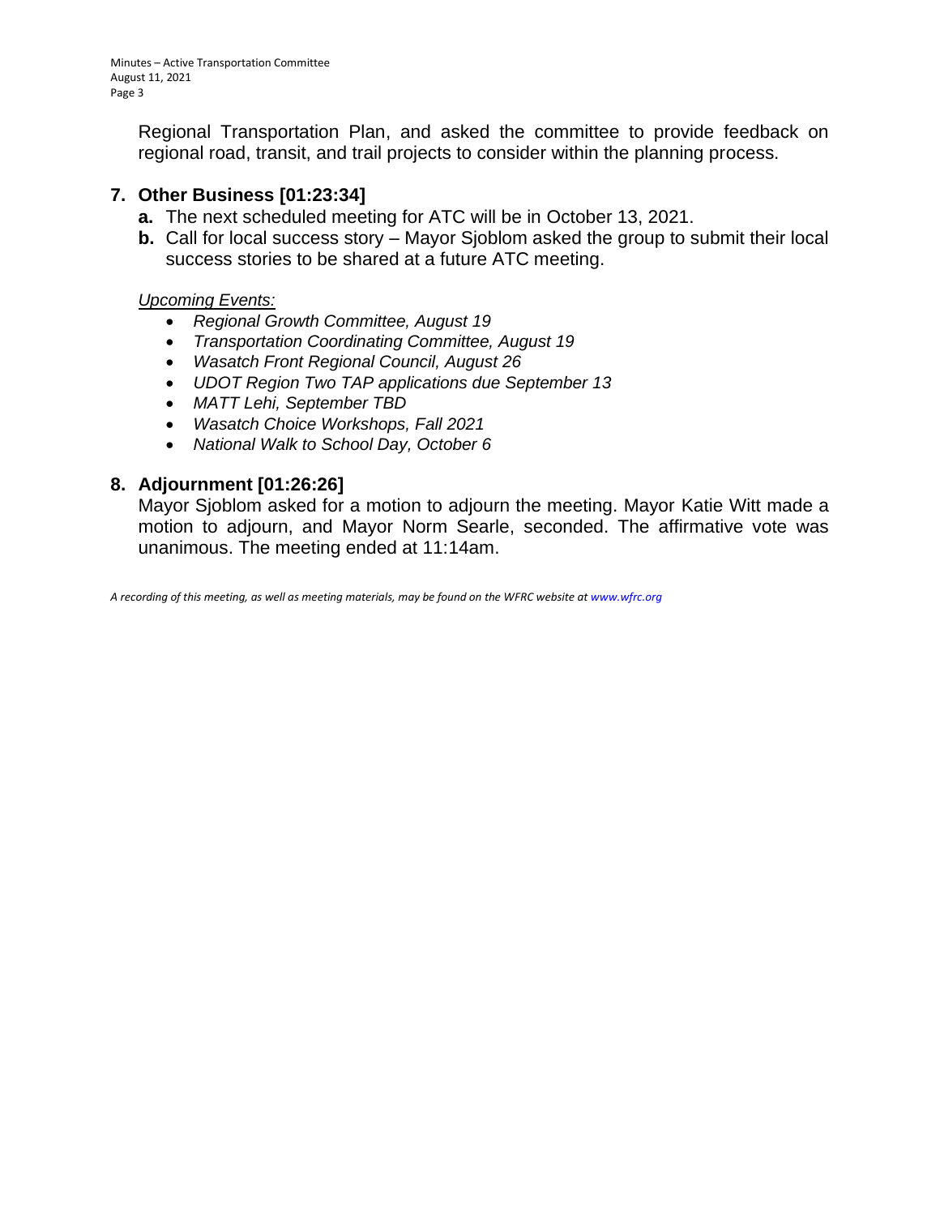Regional Transportation Plan, and asked the committee to provide feedback on regional road, transit, and trail projects to consider within the planning process.

## 7. Other Business [01:23:34]

- **a.** The next scheduled meeting for ATC will be in October 13, 2021.
- **b.** Call for local success story – Mayor Sjoblom asked the group to submit their local success stories to be shared at a future ATC meeting.

*Upcoming Events:*

- *Regional Growth Committee, August 19*
- *Transportation Coordinating Committee, August 19*
- *Wasatch Front Regional Council, August 26*
- *UDOT Region Two TAP applications due September 13*
- *MATT Lehi, September TBD*
- *Wasatch Choice Workshops, Fall 2021*
- *National Walk to School Day, October 6*

## 8. Adjournment [01:26:26]

Mayor Sjoblom asked for a motion to adjourn the meeting. Mayor Katie Witt made a motion to adjourn, and Mayor Norm Searle, seconded. The affirmative vote was unanimous. The meeting ended at 11:14am.

*A recording of this meeting, as well as meeting materials, may be found on the WFRC website at www.wfrc.org*